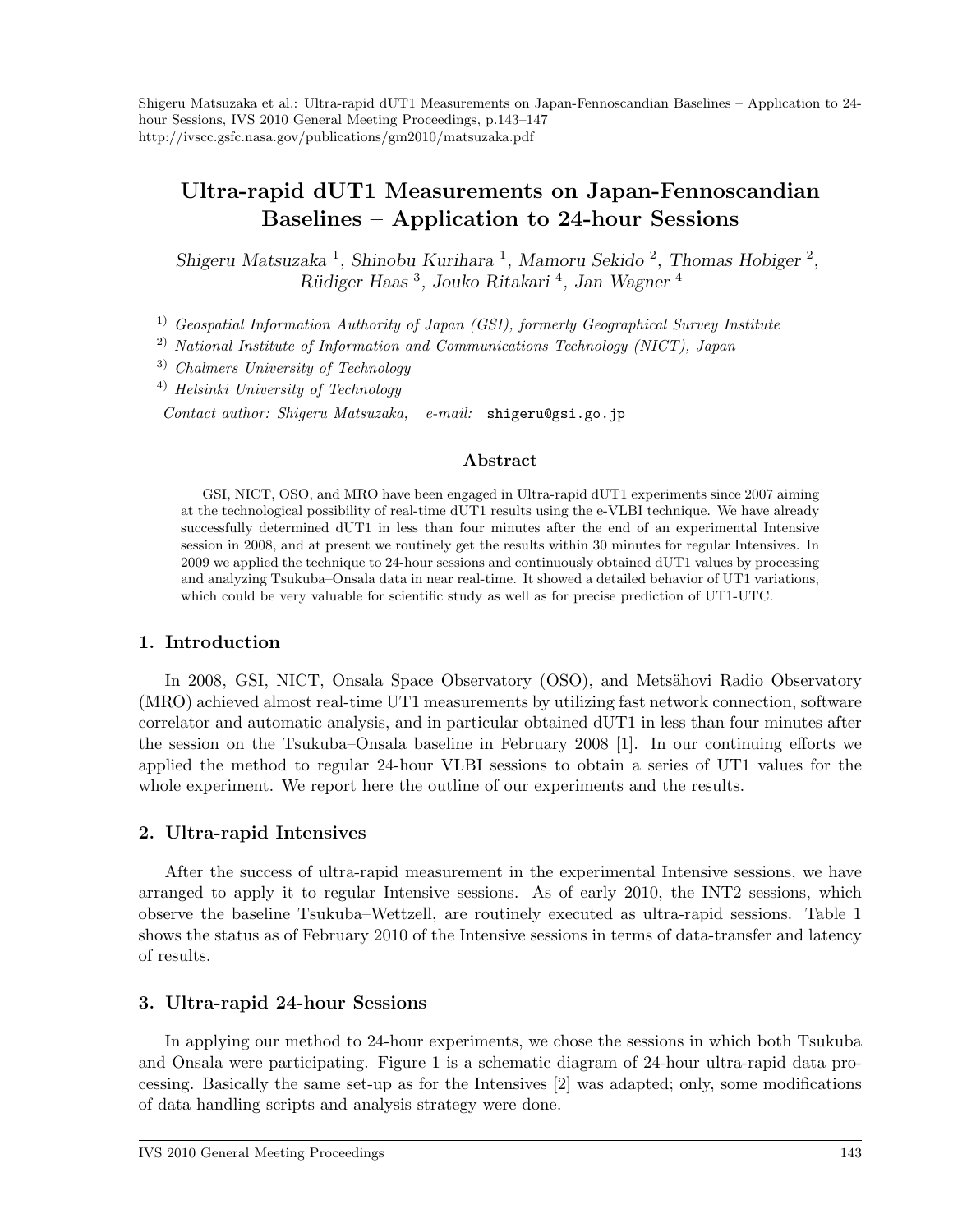Shigeru Matsuzaka et al.: Ultra-rapid dUT1 Measurements on Japan-Fennoscandian Baselines – Application to 24-hour Sessions, IVS 2010 General Meeting Proceedings, p.143–147
http://ivscc.gsfc.nasa.gov/publications/gm2010/matsuzaka.pdf

# Ultra-rapid dUT1 Measurements on Japan-Fennoscandian Baselines – Application to 24-hour Sessions

*Shigeru Matsuzaka [1], Shinobu Kurihara [1], Mamoru Sekido [2], Thomas Hobiger [2], Rüdiger Haas [3], Jouko Ritakari [4], Jan Wagner [4]*

[1] *Geospatial Information Authority of Japan (GSI), formerly Geographical Survey Institute*

[2] *National Institute of Information and Communications Technology (NICT), Japan*

[3] *Chalmers University of Technology*

[4] *Helsinki University of Technology*

*Contact author: Shigeru Matsuzaka, e-mail:* shigeru@gsi.go.jp

### Abstract

GSI, NICT, OSO, and MRO have been engaged in Ultra-rapid dUT1 experiments since 2007 aiming at the technological possibility of real-time dUT1 results using the e-VLBI technique. We have already successfully determined dUT1 in less than four minutes after the end of an experimental Intensive session in 2008, and at present we routinely get the results within 30 minutes for regular Intensives. In 2009 we applied the technique to 24-hour sessions and continuously obtained dUT1 values by processing and analyzing Tsukuba–Onsala data in near real-time. It showed a detailed behavior of UT1 variations, which could be very valuable for scientific study as well as for precise prediction of UT1-UTC.

## 1. Introduction

In 2008, GSI, NICT, Onsala Space Observatory (OSO), and Metsähovi Radio Observatory (MRO) achieved almost real-time UT1 measurements by utilizing fast network connection, software correlator and automatic analysis, and in particular obtained dUT1 in less than four minutes after the session on the Tsukuba–Onsala baseline in February 2008 [1]. In our continuing efforts we applied the method to regular 24-hour VLBI sessions to obtain a series of UT1 values for the whole experiment. We report here the outline of our experiments and the results.

## 2. Ultra-rapid Intensives

After the success of ultra-rapid measurement in the experimental Intensive sessions, we have arranged to apply it to regular Intensive sessions. As of early 2010, the INT2 sessions, which observe the baseline Tsukuba–Wettzell, are routinely executed as ultra-rapid sessions. Table 1 shows the status as of February 2010 of the Intensive sessions in terms of data-transfer and latency of results.

## 3. Ultra-rapid 24-hour Sessions

In applying our method to 24-hour experiments, we chose the sessions in which both Tsukuba and Onsala were participating. Figure 1 is a schematic diagram of 24-hour ultra-rapid data processing. Basically the same set-up as for the Intensives [2] was adapted; only, some modifications of data handling scripts and analysis strategy were done.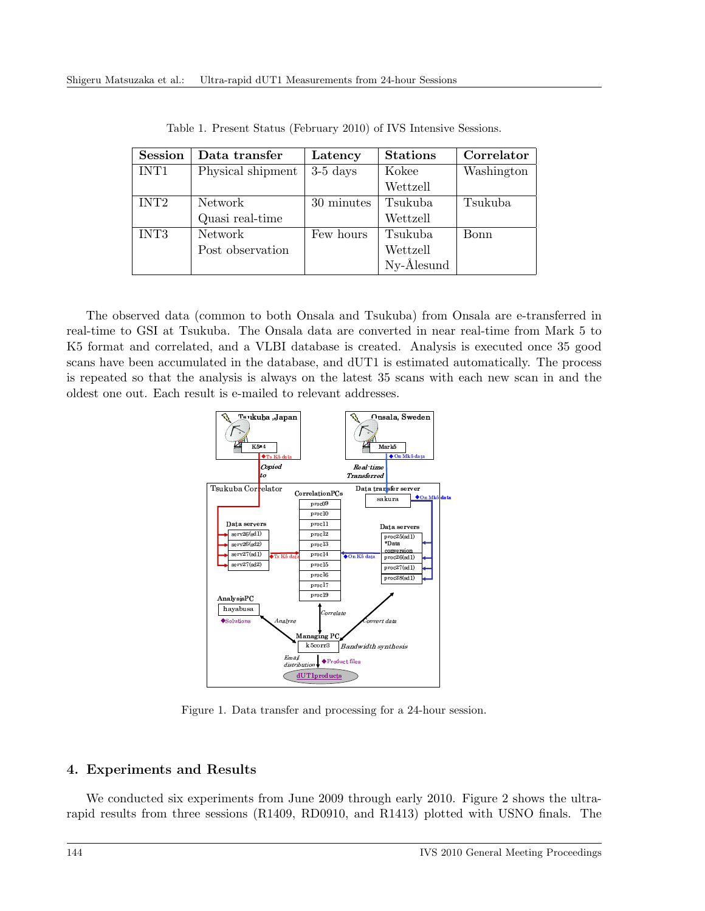Table 1. Present Status (February 2010) of IVS Intensive Sessions.

| Session | Data transfer | Latency | Stations | Correlator |
|---|---|---|---|---|
| INT1 | Physical shipment | 3-5 days | Kokee<br>Wettzell | Washington |
| INT2 | Network<br>Quasi real-time | 30 minutes | Tsukuba<br>Wettzell | Tsukuba |
| INT3 | Network<br>Post observation | Few hours | Tsukuba<br>Wettzell<br>Ny-Ålesund | Bonn |

The observed data (common to both Onsala and Tsukuba) from Onsala are e-transferred in real-time to GSI at Tsukuba. The Onsala data are converted in near real-time from Mark 5 to K5 format and correlated, and a VLBI database is created. Analysis is executed once 35 good scans have been accumulated in the database, and dUT1 is estimated automatically. The process is repeated so that the analysis is always on the latest 35 scans with each new scan in and the oldest one out. Each result is e-mailed to relevant addresses.

Figure 1. Data transfer and processing for a 24-hour session.

## 4. Experiments and Results

We conducted six experiments from June 2009 through early 2010. Figure 2 shows the ultra-rapid results from three sessions (R1409, RD0910, and R1413) plotted with USNO finals. The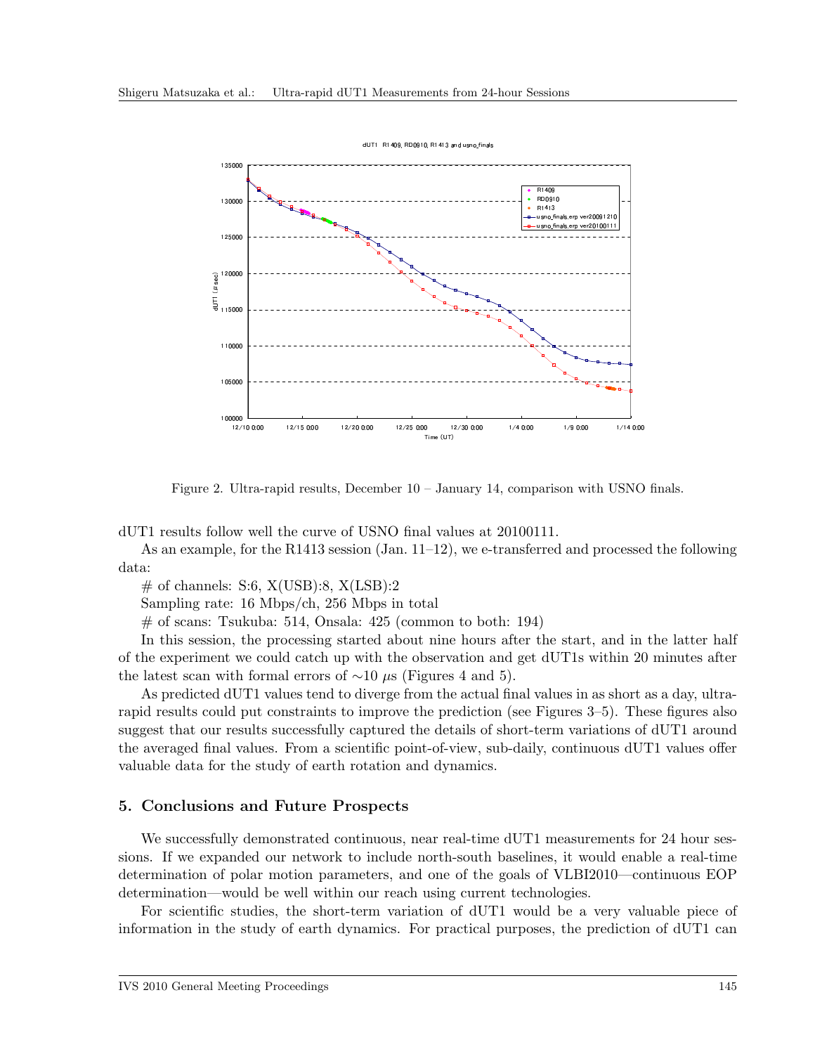Figure 2. Ultra-rapid results, December 10 – January 14, comparison with USNO finals.

dUT1 results follow well the curve of USNO final values at 20100111.

As an example, for the R1413 session (Jan. 11–12), we e-transferred and processed the following data:

\# of channels: S:6, X(USB):8, X(LSB):2

Sampling rate: 16 Mbps/ch, 256 Mbps in total

\# of scans: Tsukuba: 514, Onsala: 425 (common to both: 194)

In this session, the processing started about nine hours after the start, and in the latter half of the experiment we could catch up with the observation and get dUT1s within 20 minutes after the latest scan with formal errors of $\sim$10 $\mu$s (Figures 4 and 5).

As predicted dUT1 values tend to diverge from the actual final values in as short as a day, ultra-rapid results could put constraints to improve the prediction (see Figures 3–5). These figures also suggest that our results successfully captured the details of short-term variations of dUT1 around the averaged final values. From a scientific point-of-view, sub-daily, continuous dUT1 values offer valuable data for the study of earth rotation and dynamics.

## 5. Conclusions and Future Prospects

We successfully demonstrated continuous, near real-time dUT1 measurements for 24 hour sessions. If we expanded our network to include north-south baselines, it would enable a real-time determination of polar motion parameters, and one of the goals of VLBI2010—continuous EOP determination—would be well within our reach using current technologies.

For scientific studies, the short-term variation of dUT1 would be a very valuable piece of information in the study of earth dynamics. For practical purposes, the prediction of dUT1 can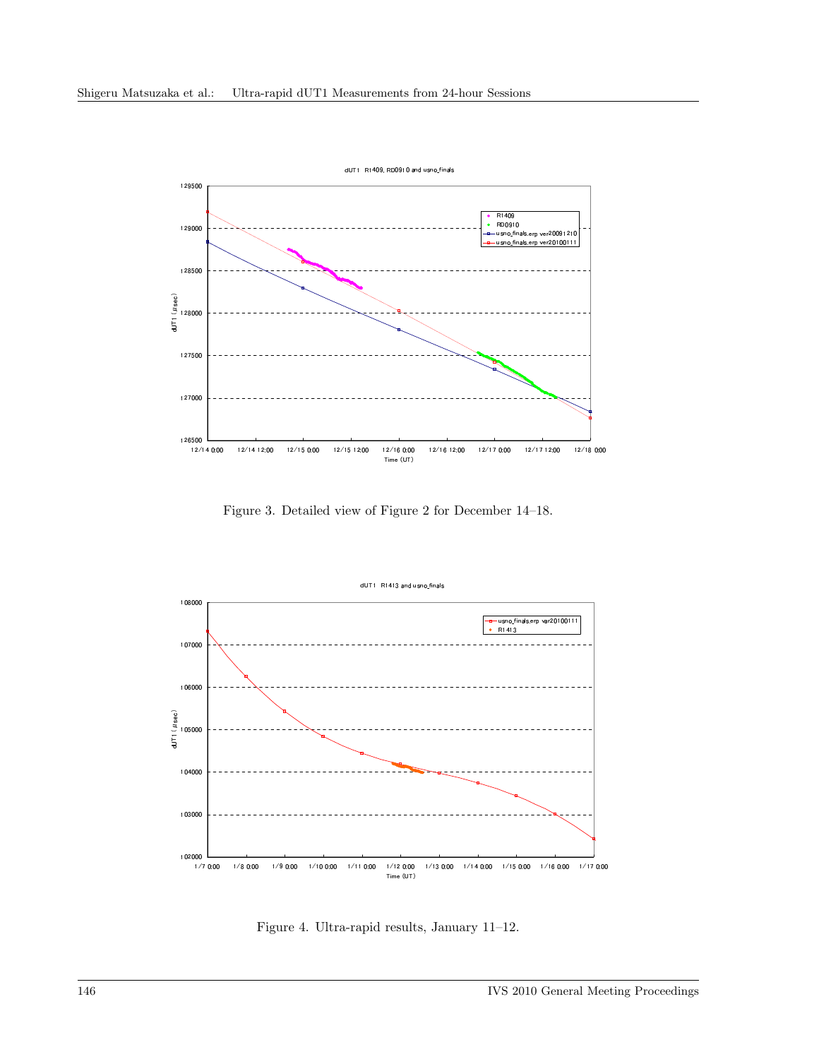Figure 3. Detailed view of Figure 2 for December 14–18.

Figure 4. Ultra-rapid results, January 11–12.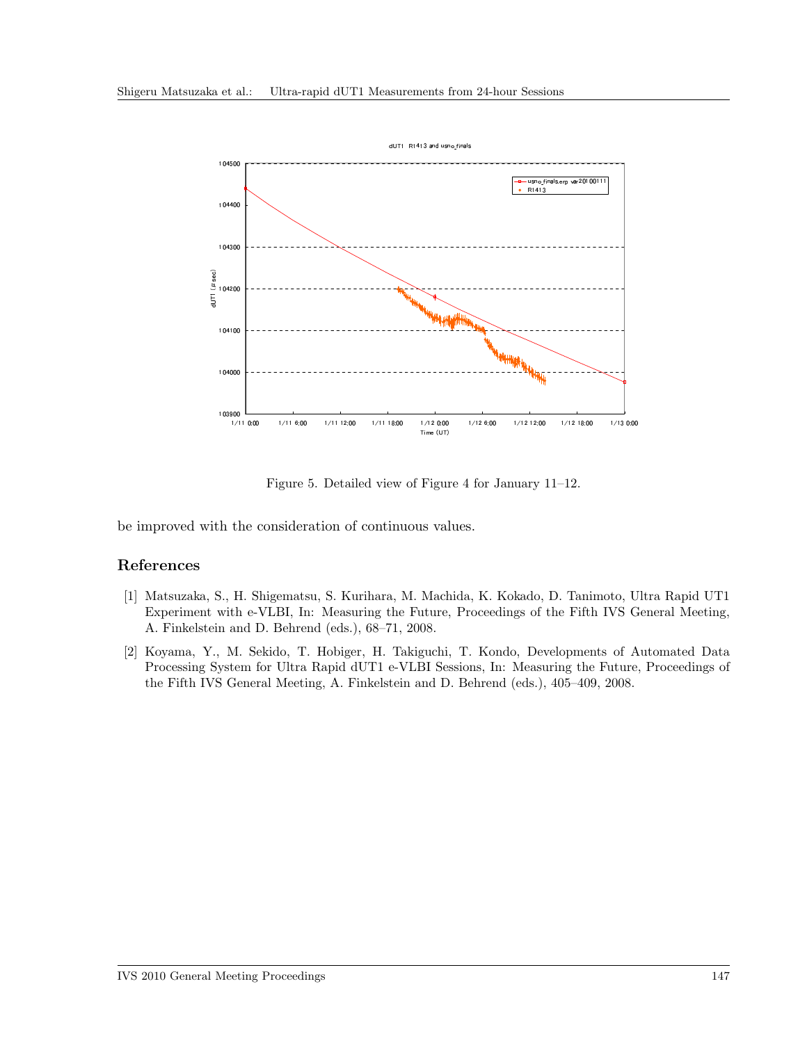dUT1 R1413 and usno_finals

104500

104400

104300

104200

104100

104000

103900

dUT1 (μsec)

1/11 0:00 1/11 6:00 1/11 12:00 1/11 18:00 1/12 0:00 1/12 6:00 1/12 12:00 1/12 18:00 1/13 0:00

Time (UT)

usno_finals.erp ver20100111

R1413

Figure 5. Detailed view of Figure 4 for January 11–12.

be improved with the consideration of continuous values.

## References

[1] Matsuzaka, S., H. Shigematsu, S. Kurihara, M. Machida, K. Kokado, D. Tanimoto, Ultra Rapid UT1 Experiment with e-VLBI, In: Measuring the Future, Proceedings of the Fifth IVS General Meeting, A. Finkelstein and D. Behrend (eds.), 68–71, 2008.

[2] Koyama, Y., M. Sekido, T. Hobiger, H. Takiguchi, T. Kondo, Developments of Automated Data Processing System for Ultra Rapid dUT1 e-VLBI Sessions, In: Measuring the Future, Proceedings of the Fifth IVS General Meeting, A. Finkelstein and D. Behrend (eds.), 405–409, 2008.